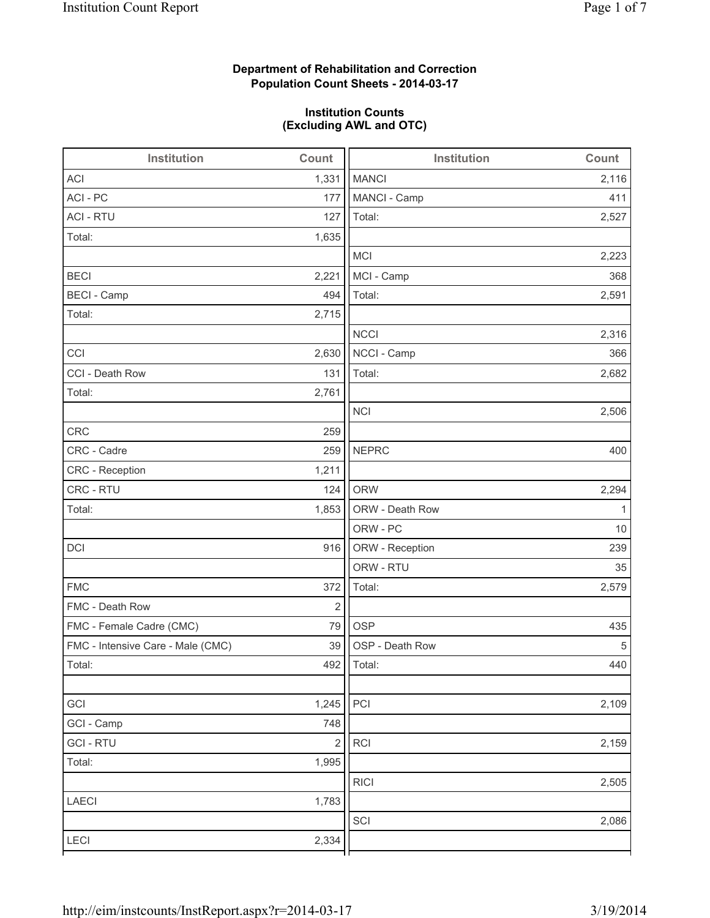**Department of Rehabilitation and Correction**
**Population Count Sheets - 2014-03-17**

**Institution Counts**
**(Excluding AWL and OTC)**

| Institution | Count | Institution | Count |
|---|---|---|---|
| ACI | 1,331 | MANCI | 2,116 |
| ACI - PC | 177 | MANCI - Camp | 411 |
| ACI - RTU | 127 | Total: | 2,527 |
| Total: | 1,635 | | |
| | | MCI | 2,223 |
| BECI | 2,221 | MCI - Camp | 368 |
| BECI - Camp | 494 | Total: | 2,591 |
| Total: | 2,715 | | |
| | | NCCI | 2,316 |
| CCI | 2,630 | NCCI - Camp | 366 |
| CCI - Death Row | 131 | Total: | 2,682 |
| Total: | 2,761 | | |
| | | NCI | 2,506 |
| CRC | 259 | | |
| CRC - Cadre | 259 | NEPRC | 400 |
| CRC - Reception | 1,211 | | |
| CRC - RTU | 124 | ORW | 2,294 |
| Total: | 1,853 | ORW - Death Row | 1 |
| | | ORW - PC | 10 |
| DCI | 916 | ORW - Reception | 239 |
| | | ORW - RTU | 35 |
| FMC | 372 | Total: | 2,579 |
| FMC - Death Row | 2 | | |
| FMC - Female Cadre (CMC) | 79 | OSP | 435 |
| FMC - Intensive Care - Male (CMC) | 39 | OSP - Death Row | 5 |
| Total: | 492 | Total: | 440 |
| | | | |
| GCI | 1,245 | PCI | 2,109 |
| GCI - Camp | 748 | | |
| GCI - RTU | 2 | RCI | 2,159 |
| Total: | 1,995 | | |
| | | RICI | 2,505 |
| LAECI | 1,783 | | |
| | | SCI | 2,086 |
| LECI | 2,334 | | |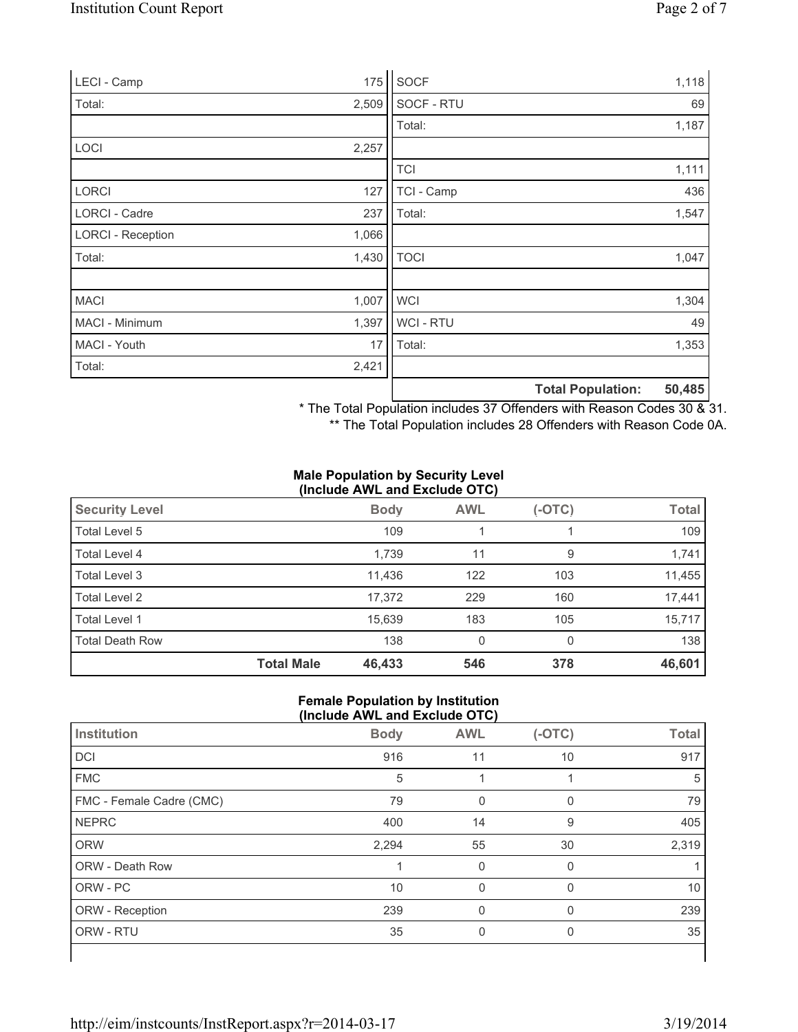| | |
|---|---|
| LECI - Camp | 175 |
| Total: | 2,509 |
| | |
| LOCI | 2,257 |
| | |
| LORCI | 127 |
| LORCI - Cadre | 237 |
| LORCI - Reception | 1,066 |
| Total: | 1,430 |
| | |
| MACI | 1,007 |
| MACI - Minimum | 1,397 |
| MACI - Youth | 17 |
| Total: | 2,421 |

| | |
|---|---|
| SOCF | 1,118 |
| SOCF - RTU | 69 |
| Total: | 1,187 |
| | |
| TCI | 1,111 |
| TCI - Camp | 436 |
| Total: | 1,547 |
| | |
| TOCI | 1,047 |
| | |
| WCI | 1,304 |
| WCI - RTU | 49 |
| Total: | 1,353 |
| | |
| **Total Population:** | **50,485** |

\* The Total Population includes 37 Offenders with Reason Codes 30 & 31.

\*\* The Total Population includes 28 Offenders with Reason Code 0A.

**Male Population by Security Level (Include AWL and Exclude OTC)**

| Security Level | | Body | AWL | (-OTC) | Total |
|---|---|---|---|---|---|
| Total Level 5 | | 109 | 1 | 1 | 109 |
| Total Level 4 | | 1,739 | 11 | 9 | 1,741 |
| Total Level 3 | | 11,436 | 122 | 103 | 11,455 |
| Total Level 2 | | 17,372 | 229 | 160 | 17,441 |
| Total Level 1 | | 15,639 | 183 | 105 | 15,717 |
| Total Death Row | | 138 | 0 | 0 | 138 |
| | **Total Male** | **46,433** | **546** | **378** | **46,601** |

**Female Population by Institution (Include AWL and Exclude OTC)**

| Institution | Body | AWL | (-OTC) | Total |
|---|---|---|---|---|
| DCI | 916 | 11 | 10 | 917 |
| FMC | 5 | 1 | 1 | 5 |
| FMC - Female Cadre (CMC) | 79 | 0 | 0 | 79 |
| NEPRC | 400 | 14 | 9 | 405 |
| ORW | 2,294 | 55 | 30 | 2,319 |
| ORW - Death Row | 1 | 0 | 0 | 1 |
| ORW - PC | 10 | 0 | 0 | 10 |
| ORW - Reception | 239 | 0 | 0 | 239 |
| ORW - RTU | 35 | 0 | 0 | 35 |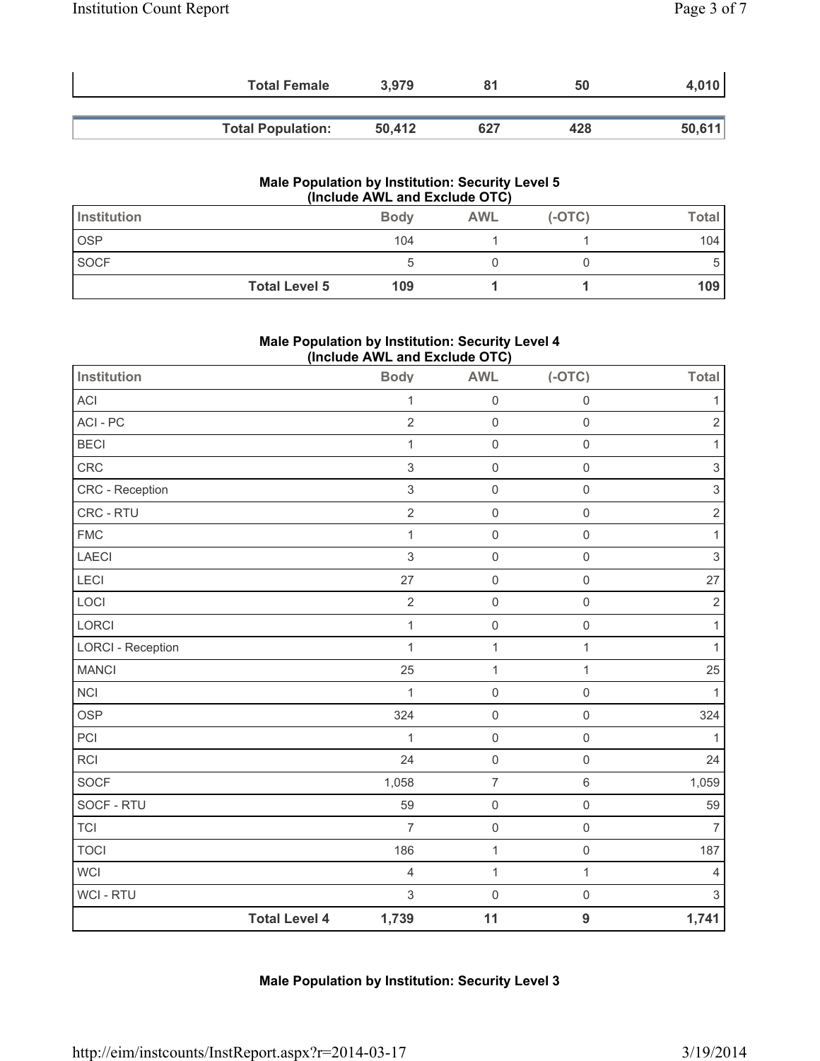| | Body | AWL | (-OTC) | Total |
|---|---|---|---|---|
| **Total Female** | **3,979** | **81** | **50** | **4,010** |
| **Total Population:** | **50,412** | **627** | **428** | **50,611** |

### Male Population by Institution: Security Level 5 (Include AWL and Exclude OTC)

| Institution | Body | AWL | (-OTC) | Total |
|---|---|---|---|---|
| OSP | 104 | 1 | 1 | 104 |
| SOCF | 5 | 0 | 0 | 5 |
| **Total Level 5** | **109** | **1** | **1** | **109** |

### Male Population by Institution: Security Level 4 (Include AWL and Exclude OTC)

| Institution | Body | AWL | (-OTC) | Total |
|---|---|---|---|---|
| ACI | 1 | 0 | 0 | 1 |
| ACI - PC | 2 | 0 | 0 | 2 |
| BECI | 1 | 0 | 0 | 1 |
| CRC | 3 | 0 | 0 | 3 |
| CRC - Reception | 3 | 0 | 0 | 3 |
| CRC - RTU | 2 | 0 | 0 | 2 |
| FMC | 1 | 0 | 0 | 1 |
| LAECI | 3 | 0 | 0 | 3 |
| LECI | 27 | 0 | 0 | 27 |
| LOCI | 2 | 0 | 0 | 2 |
| LORCI | 1 | 0 | 0 | 1 |
| LORCI - Reception | 1 | 1 | 1 | 1 |
| MANCI | 25 | 1 | 1 | 25 |
| NCI | 1 | 0 | 0 | 1 |
| OSP | 324 | 0 | 0 | 324 |
| PCI | 1 | 0 | 0 | 1 |
| RCI | 24 | 0 | 0 | 24 |
| SOCF | 1,058 | 7 | 6 | 1,059 |
| SOCF - RTU | 59 | 0 | 0 | 59 |
| TCI | 7 | 0 | 0 | 7 |
| TOCI | 186 | 1 | 0 | 187 |
| WCI | 4 | 1 | 1 | 4 |
| WCI - RTU | 3 | 0 | 0 | 3 |
| **Total Level 4** | **1,739** | **11** | **9** | **1,741** |

### Male Population by Institution: Security Level 3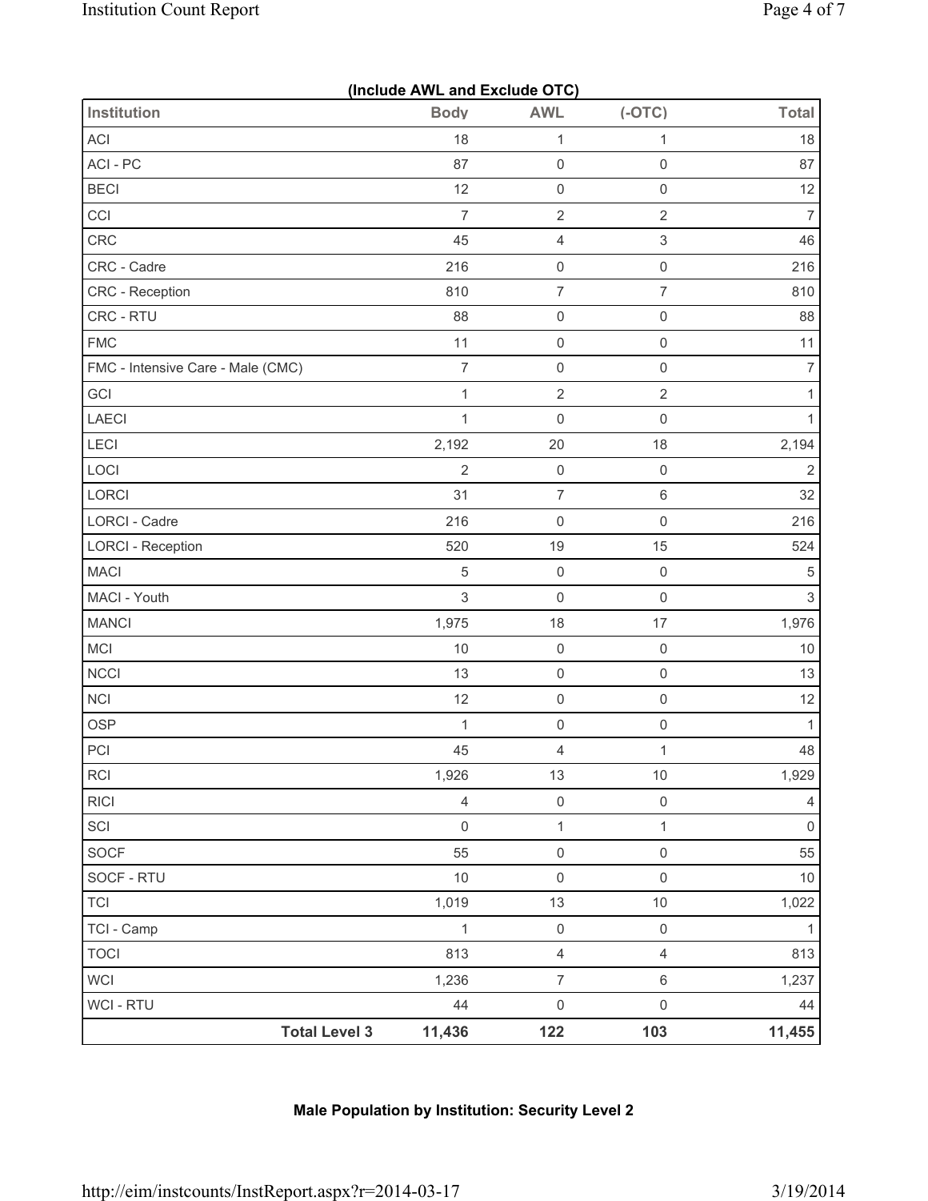**(Include AWL and Exclude OTC)**

| Institution | Body | AWL | (-OTC) | Total |
|---|---|---|---|---|
| ACI | 18 | 1 | 1 | 18 |
| ACI - PC | 87 | 0 | 0 | 87 |
| BECI | 12 | 0 | 0 | 12 |
| CCI | 7 | 2 | 2 | 7 |
| CRC | 45 | 4 | 3 | 46 |
| CRC - Cadre | 216 | 0 | 0 | 216 |
| CRC - Reception | 810 | 7 | 7 | 810 |
| CRC - RTU | 88 | 0 | 0 | 88 |
| FMC | 11 | 0 | 0 | 11 |
| FMC - Intensive Care - Male (CMC) | 7 | 0 | 0 | 7 |
| GCI | 1 | 2 | 2 | 1 |
| LAECI | 1 | 0 | 0 | 1 |
| LECI | 2,192 | 20 | 18 | 2,194 |
| LOCI | 2 | 0 | 0 | 2 |
| LORCI | 31 | 7 | 6 | 32 |
| LORCI - Cadre | 216 | 0 | 0 | 216 |
| LORCI - Reception | 520 | 19 | 15 | 524 |
| MACI | 5 | 0 | 0 | 5 |
| MACI - Youth | 3 | 0 | 0 | 3 |
| MANCI | 1,975 | 18 | 17 | 1,976 |
| MCI | 10 | 0 | 0 | 10 |
| NCCI | 13 | 0 | 0 | 13 |
| NCI | 12 | 0 | 0 | 12 |
| OSP | 1 | 0 | 0 | 1 |
| PCI | 45 | 4 | 1 | 48 |
| RCI | 1,926 | 13 | 10 | 1,929 |
| RICI | 4 | 0 | 0 | 4 |
| SCI | 0 | 1 | 1 | 0 |
| SOCF | 55 | 0 | 0 | 55 |
| SOCF - RTU | 10 | 0 | 0 | 10 |
| TCI | 1,019 | 13 | 10 | 1,022 |
| TCI - Camp | 1 | 0 | 0 | 1 |
| TOCI | 813 | 4 | 4 | 813 |
| WCI | 1,236 | 7 | 6 | 1,237 |
| WCI - RTU | 44 | 0 | 0 | 44 |
| **Total Level 3** | **11,436** | **122** | **103** | **11,455** |

**Male Population by Institution: Security Level 2**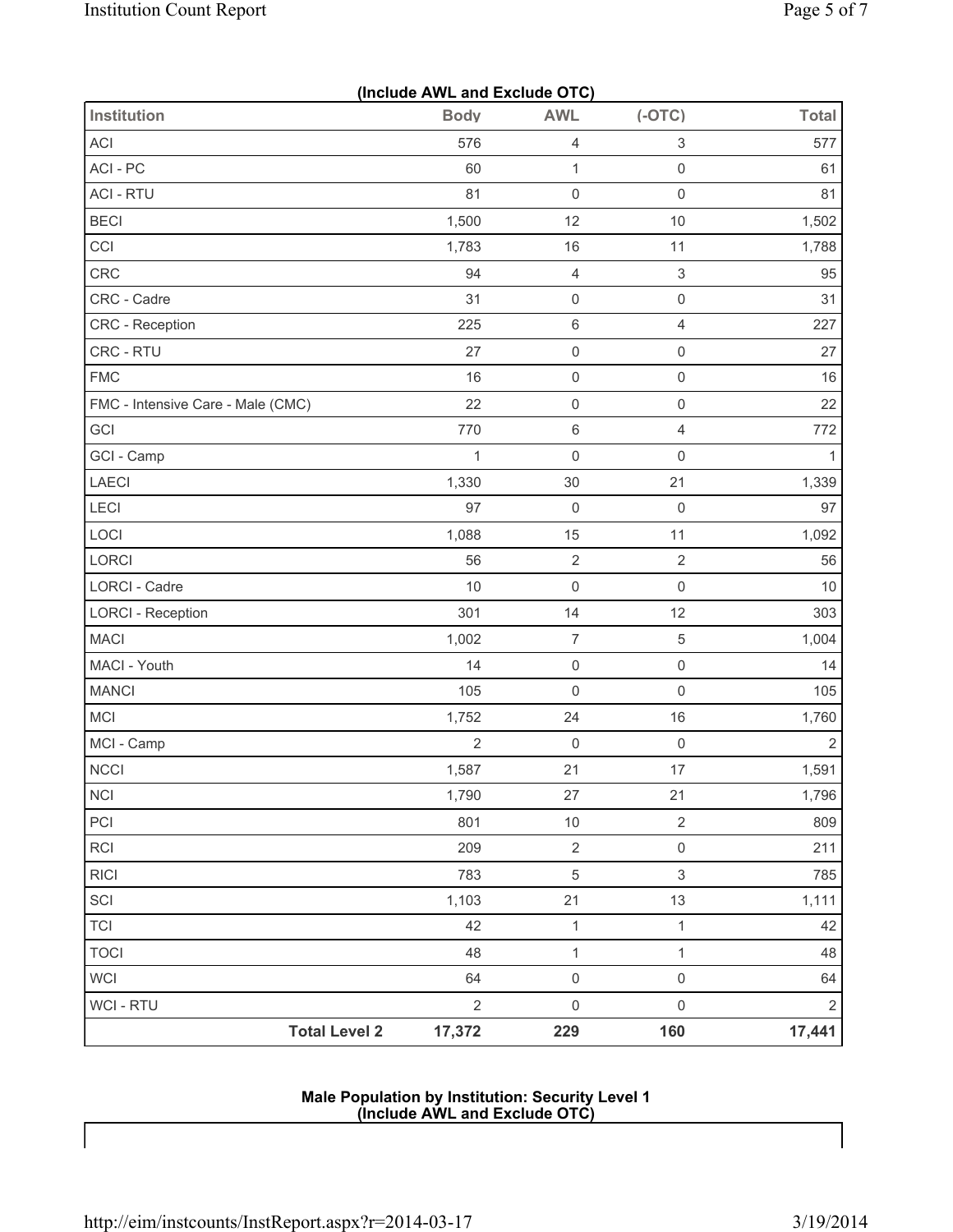**(Include AWL and Exclude OTC)**

| Institution | Body | AWL | (-OTC) | Total |
|---|---|---|---|---|
| ACI | 576 | 4 | 3 | 577 |
| ACI - PC | 60 | 1 | 0 | 61 |
| ACI - RTU | 81 | 0 | 0 | 81 |
| BECI | 1,500 | 12 | 10 | 1,502 |
| CCI | 1,783 | 16 | 11 | 1,788 |
| CRC | 94 | 4 | 3 | 95 |
| CRC - Cadre | 31 | 0 | 0 | 31 |
| CRC - Reception | 225 | 6 | 4 | 227 |
| CRC - RTU | 27 | 0 | 0 | 27 |
| FMC | 16 | 0 | 0 | 16 |
| FMC - Intensive Care - Male (CMC) | 22 | 0 | 0 | 22 |
| GCI | 770 | 6 | 4 | 772 |
| GCI - Camp | 1 | 0 | 0 | 1 |
| LAECI | 1,330 | 30 | 21 | 1,339 |
| LECI | 97 | 0 | 0 | 97 |
| LOCI | 1,088 | 15 | 11 | 1,092 |
| LORCI | 56 | 2 | 2 | 56 |
| LORCI - Cadre | 10 | 0 | 0 | 10 |
| LORCI - Reception | 301 | 14 | 12 | 303 |
| MACI | 1,002 | 7 | 5 | 1,004 |
| MACI - Youth | 14 | 0 | 0 | 14 |
| MANCI | 105 | 0 | 0 | 105 |
| MCI | 1,752 | 24 | 16 | 1,760 |
| MCI - Camp | 2 | 0 | 0 | 2 |
| NCCI | 1,587 | 21 | 17 | 1,591 |
| NCI | 1,790 | 27 | 21 | 1,796 |
| PCI | 801 | 10 | 2 | 809 |
| RCI | 209 | 2 | 0 | 211 |
| RICI | 783 | 5 | 3 | 785 |
| SCI | 1,103 | 21 | 13 | 1,111 |
| TCI | 42 | 1 | 1 | 42 |
| TOCI | 48 | 1 | 1 | 48 |
| WCI | 64 | 0 | 0 | 64 |
| WCI - RTU | 2 | 0 | 0 | 2 |
| **Total Level 2** | **17,372** | **229** | **160** | **17,441** |

**Male Population by Institution: Security Level 1**
**(Include AWL and Exclude OTC)**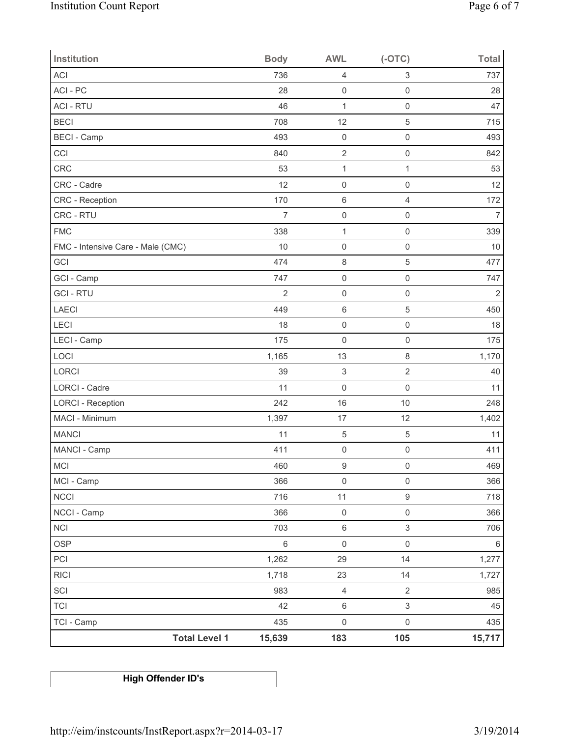| Institution | Body | AWL | (-OTC) | Total |
|---|---|---|---|---|
| ACI | 736 | 4 | 3 | 737 |
| ACI - PC | 28 | 0 | 0 | 28 |
| ACI - RTU | 46 | 1 | 0 | 47 |
| BECI | 708 | 12 | 5 | 715 |
| BECI - Camp | 493 | 0 | 0 | 493 |
| CCI | 840 | 2 | 0 | 842 |
| CRC | 53 | 1 | 1 | 53 |
| CRC - Cadre | 12 | 0 | 0 | 12 |
| CRC - Reception | 170 | 6 | 4 | 172 |
| CRC - RTU | 7 | 0 | 0 | 7 |
| FMC | 338 | 1 | 0 | 339 |
| FMC - Intensive Care - Male (CMC) | 10 | 0 | 0 | 10 |
| GCI | 474 | 8 | 5 | 477 |
| GCI - Camp | 747 | 0 | 0 | 747 |
| GCI - RTU | 2 | 0 | 0 | 2 |
| LAECI | 449 | 6 | 5 | 450 |
| LECI | 18 | 0 | 0 | 18 |
| LECI - Camp | 175 | 0 | 0 | 175 |
| LOCI | 1,165 | 13 | 8 | 1,170 |
| LORCI | 39 | 3 | 2 | 40 |
| LORCI - Cadre | 11 | 0 | 0 | 11 |
| LORCI - Reception | 242 | 16 | 10 | 248 |
| MACI - Minimum | 1,397 | 17 | 12 | 1,402 |
| MANCI | 11 | 5 | 5 | 11 |
| MANCI - Camp | 411 | 0 | 0 | 411 |
| MCI | 460 | 9 | 0 | 469 |
| MCI - Camp | 366 | 0 | 0 | 366 |
| NCCI | 716 | 11 | 9 | 718 |
| NCCI - Camp | 366 | 0 | 0 | 366 |
| NCI | 703 | 6 | 3 | 706 |
| OSP | 6 | 0 | 0 | 6 |
| PCI | 1,262 | 29 | 14 | 1,277 |
| RICI | 1,718 | 23 | 14 | 1,727 |
| SCI | 983 | 4 | 2 | 985 |
| TCI | 42 | 6 | 3 | 45 |
| TCI - Camp | 435 | 0 | 0 | 435 |
| **Total Level 1** | **15,639** | **183** | **105** | **15,717** |

| **High Offender ID's** |
|---|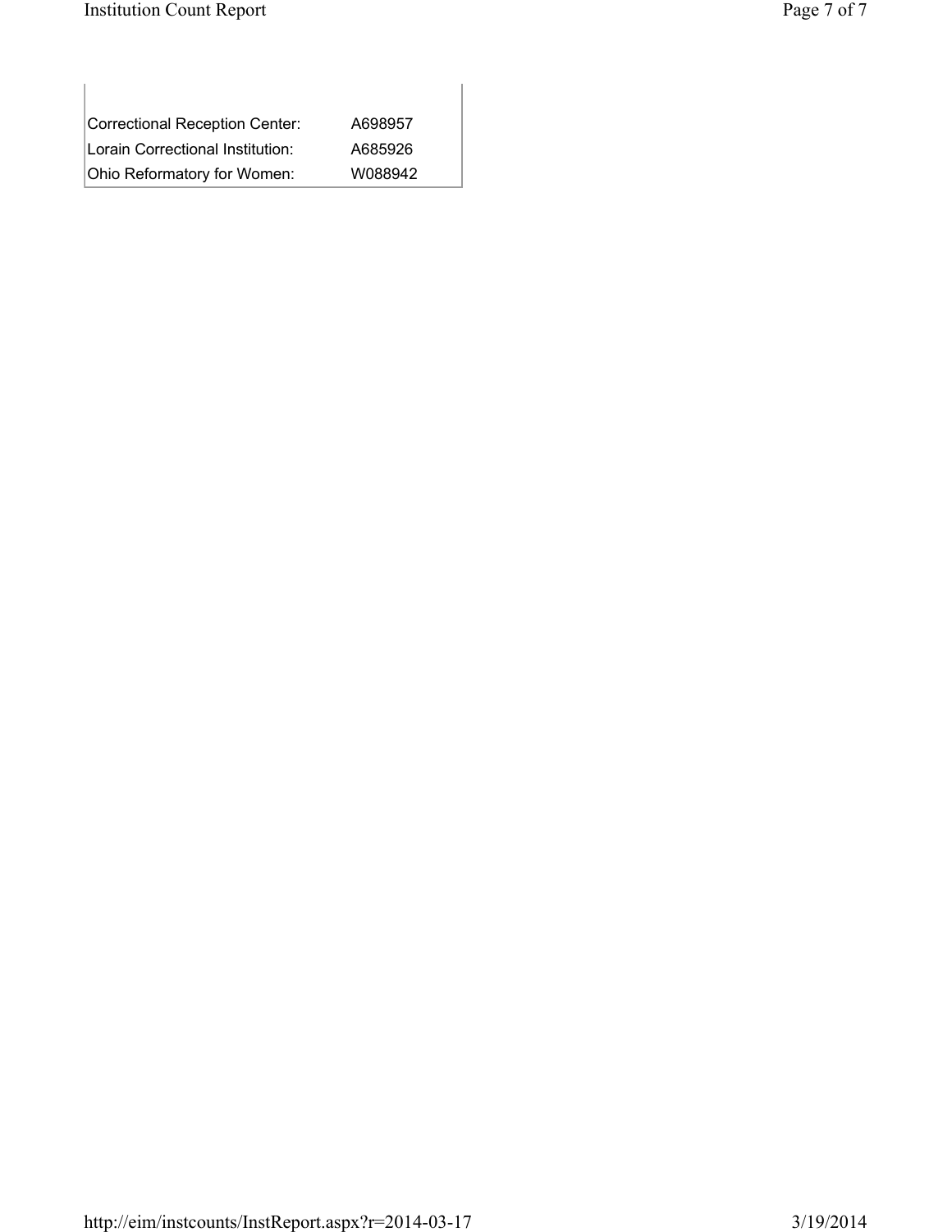| | |
|---|---|
| Correctional Reception Center: | A698957 |
| Lorain Correctional Institution: | A685926 |
| Ohio Reformatory for Women: | W088942 |